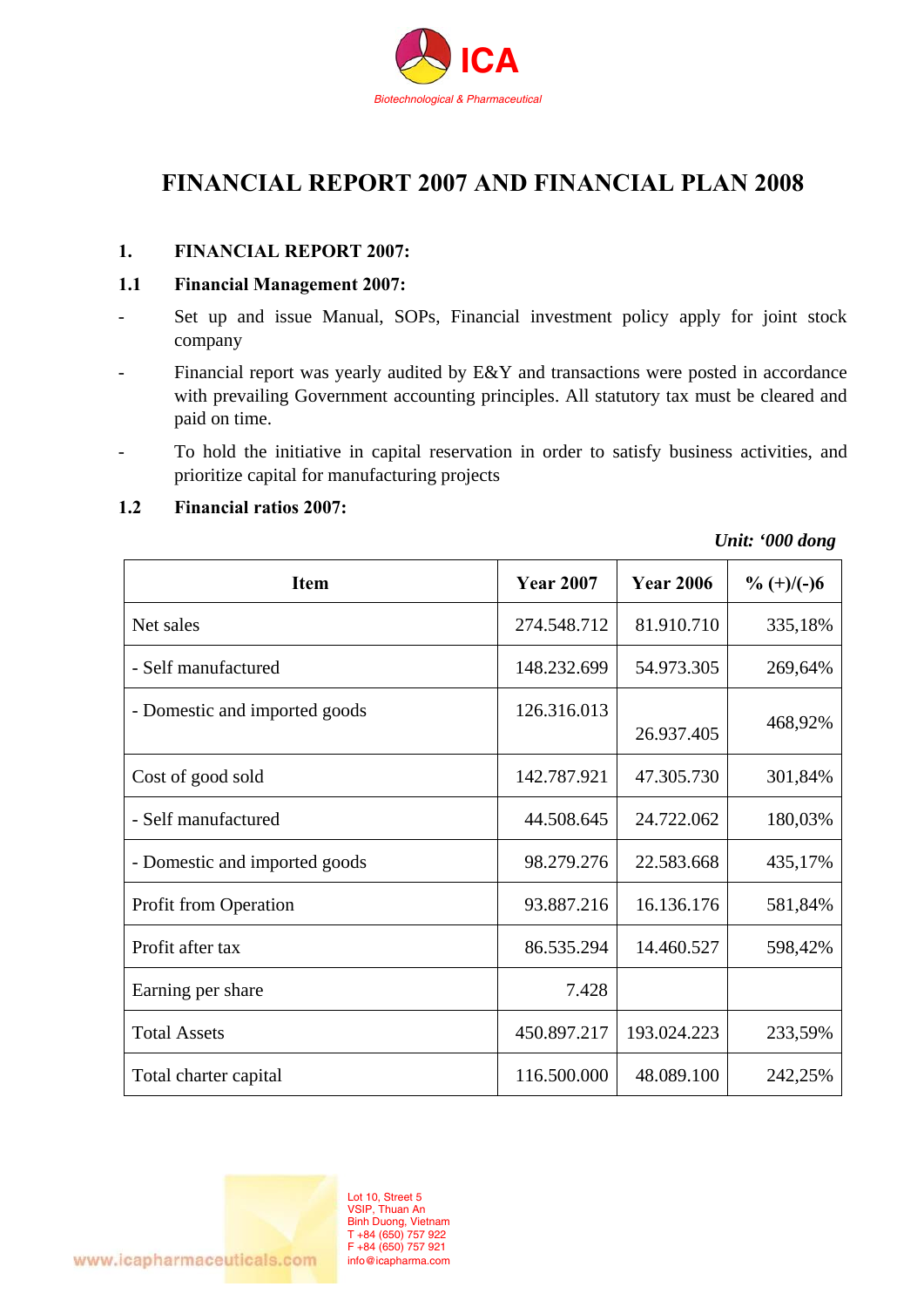# FINANCIAL REPORT 2007 AND FINANCIAL PLAN 2008

## 1. FINANCIAL REPORT 2007:

### 1.1 Financial Management 2007:

- Set up and issue Manual, SOPs, Financial investment policy apply for joint stock company
- Financial report was yearly audited by E&Y and transactions were posted in accordance with prevailing Government accounting principles. All statutory tax must be cleared and paid on time.
- To hold the initiative in capital reservation in order to satisfy business activities, and prioritize capital for manufacturing projects

### 1.2 Financial ratios 2007:

*Unit: '000 dong*

| Item | Year 2007 | Year 2006 | % (+)/(-)6 |
|---|---|---|---|
| Net sales | 274.548.712 | 81.910.710 | 335,18% |
| - Self manufactured | 148.232.699 | 54.973.305 | 269,64% |
| - Domestic and imported goods | 126.316.013 | 26.937.405 | 468,92% |
| Cost of good sold | 142.787.921 | 47.305.730 | 301,84% |
| - Self manufactured | 44.508.645 | 24.722.062 | 180,03% |
| - Domestic and imported goods | 98.279.276 | 22.583.668 | 435,17% |
| Profit from Operation | 93.887.216 | 16.136.176 | 581,84% |
| Profit after tax | 86.535.294 | 14.460.527 | 598,42% |
| Earning per share | 7.428 | | |
| Total Assets | 450.897.217 | 193.024.223 | 233,59% |
| Total charter capital | 116.500.000 | 48.089.100 | 242,25% |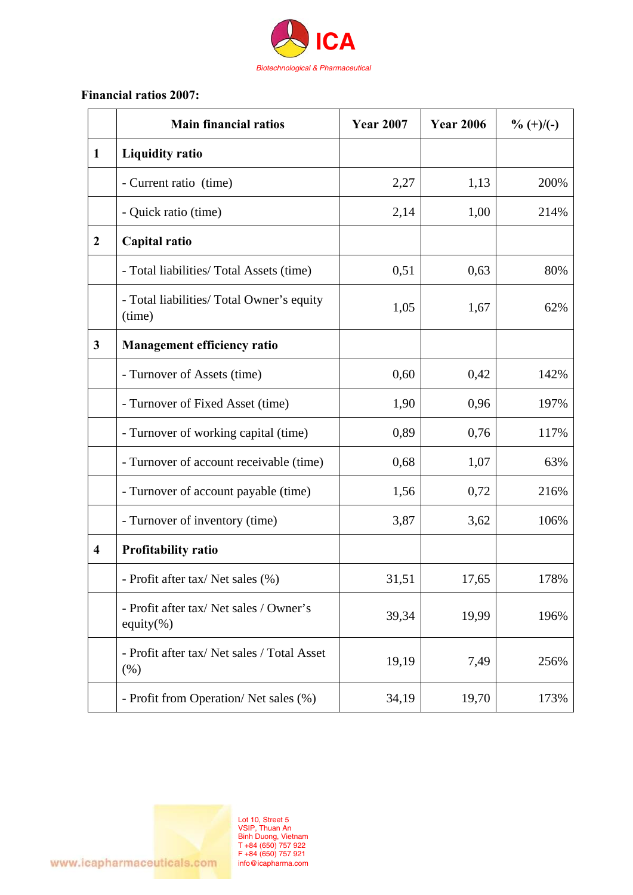**Financial ratios 2007:**

| | Main financial ratios | Year 2007 | Year 2006 | % (+)/(-) |
|---|---|---|---|---|
| **1** | **Liquidity ratio** | | | |
| | - Current ratio (time) | 2,27 | 1,13 | 200% |
| | - Quick ratio (time) | 2,14 | 1,00 | 214% |
| **2** | **Capital ratio** | | | |
| | - Total liabilities/ Total Assets (time) | 0,51 | 0,63 | 80% |
| | - Total liabilities/ Total Owner's equity (time) | 1,05 | 1,67 | 62% |
| **3** | **Management efficiency ratio** | | | |
| | - Turnover of Assets (time) | 0,60 | 0,42 | 142% |
| | - Turnover of Fixed Asset (time) | 1,90 | 0,96 | 197% |
| | - Turnover of working capital (time) | 0,89 | 0,76 | 117% |
| | - Turnover of account receivable (time) | 0,68 | 1,07 | 63% |
| | - Turnover of account payable (time) | 1,56 | 0,72 | 216% |
| | - Turnover of inventory (time) | 3,87 | 3,62 | 106% |
| **4** | **Profitability ratio** | | | |
| | - Profit after tax/ Net sales (%) | 31,51 | 17,65 | 178% |
| | - Profit after tax/ Net sales / Owner's equity(%) | 39,34 | 19,99 | 196% |
| | - Profit after tax/ Net sales / Total Asset (%) | 19,19 | 7,49 | 256% |
| | - Profit from Operation/ Net sales (%) | 34,19 | 19,70 | 173% |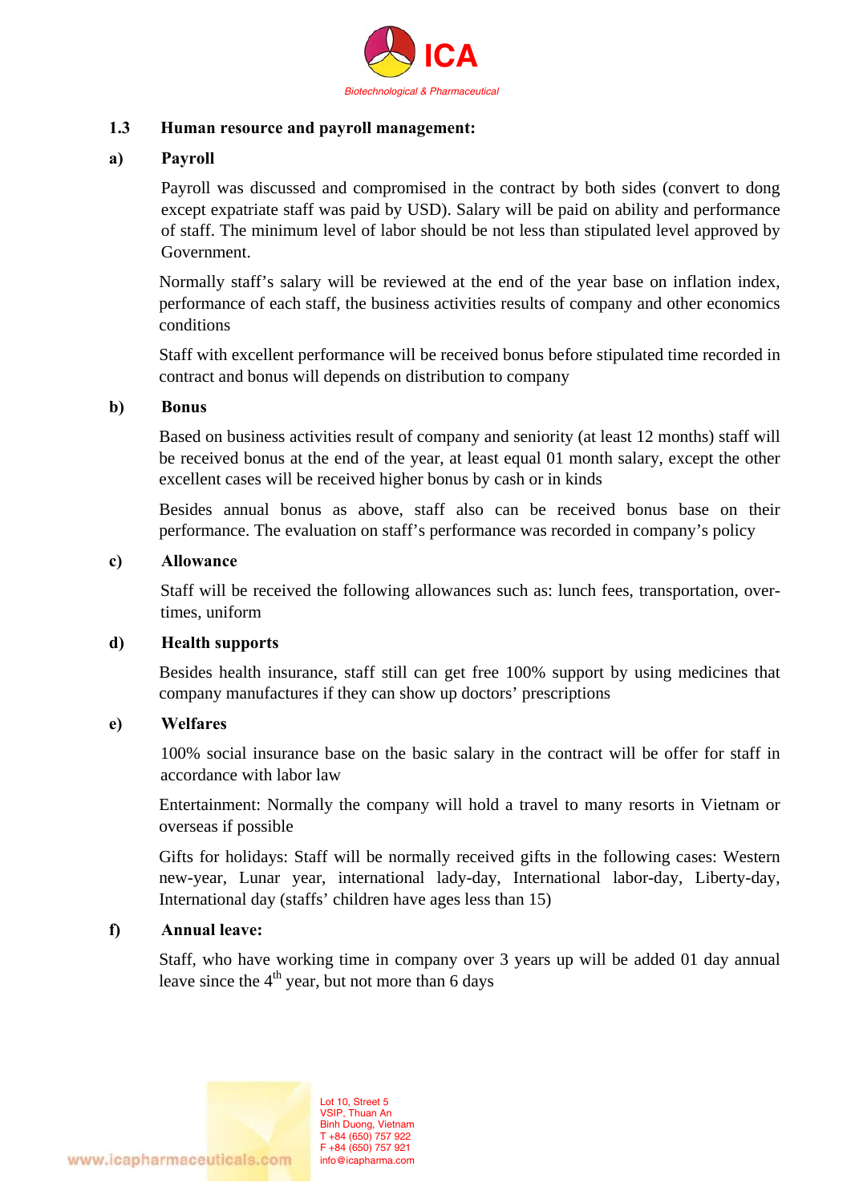## 1.3 Human resource and payroll management:

### a) Payroll

Payroll was discussed and compromised in the contract by both sides (convert to dong except expatriate staff was paid by USD). Salary will be paid on ability and performance of staff. The minimum level of labor should be not less than stipulated level approved by Government.

Normally staff's salary will be reviewed at the end of the year base on inflation index, performance of each staff, the business activities results of company and other economics conditions

Staff with excellent performance will be received bonus before stipulated time recorded in contract and bonus will depends on distribution to company

### b) Bonus

Based on business activities result of company and seniority (at least 12 months) staff will be received bonus at the end of the year, at least equal 01 month salary, except the other excellent cases will be received higher bonus by cash or in kinds

Besides annual bonus as above, staff also can be received bonus base on their performance. The evaluation on staff's performance was recorded in company's policy

### c) Allowance

Staff will be received the following allowances such as: lunch fees, transportation, over-times, uniform

### d) Health supports

Besides health insurance, staff still can get free 100% support by using medicines that company manufactures if they can show up doctors' prescriptions

### e) Welfares

100% social insurance base on the basic salary in the contract will be offer for staff in accordance with labor law

Entertainment: Normally the company will hold a travel to many resorts in Vietnam or overseas if possible

Gifts for holidays: Staff will be normally received gifts in the following cases: Western new-year, Lunar year, international lady-day, International labor-day, Liberty-day, International day (staffs' children have ages less than 15)

### f) Annual leave:

Staff, who have working time in company over 3 years up will be added 01 day annual leave since the 4th year, but not more than 6 days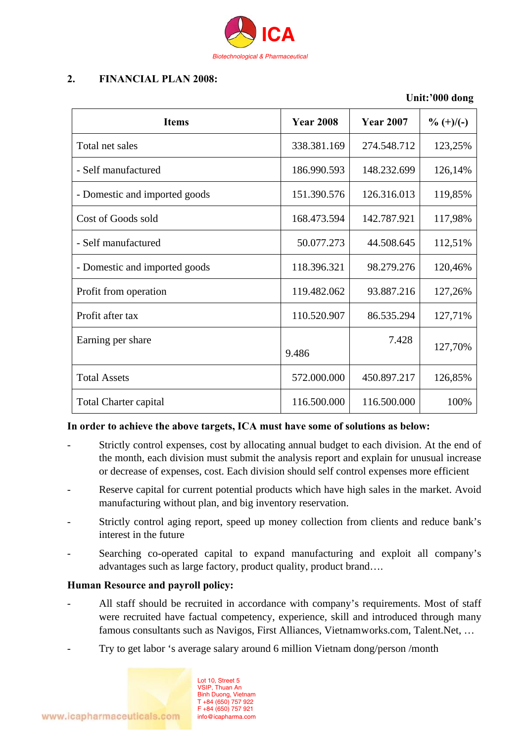## 2. FINANCIAL PLAN 2008:

**Unit:'000 dong**

| Items | Year 2008 | Year 2007 | % (+)/(-) |
|---|---|---|---|
| Total net sales | 338.381.169 | 274.548.712 | 123,25% |
| - Self manufactured | 186.990.593 | 148.232.699 | 126,14% |
| - Domestic and imported goods | 151.390.576 | 126.316.013 | 119,85% |
| Cost of Goods sold | 168.473.594 | 142.787.921 | 117,98% |
| - Self manufactured | 50.077.273 | 44.508.645 | 112,51% |
| - Domestic and imported goods | 118.396.321 | 98.279.276 | 120,46% |
| Profit from operation | 119.482.062 | 93.887.216 | 127,26% |
| Profit after tax | 110.520.907 | 86.535.294 | 127,71% |
| Earning per share | 9.486 | 7.428 | 127,70% |
| Total Assets | 572.000.000 | 450.897.217 | 126,85% |
| Total Charter capital | 116.500.000 | 116.500.000 | 100% |

**In order to achieve the above targets, ICA must have some of solutions as below:**

- Strictly control expenses, cost by allocating annual budget to each division. At the end of the month, each division must submit the analysis report and explain for unusual increase or decrease of expenses, cost. Each division should self control expenses more efficient
- Reserve capital for current potential products which have high sales in the market. Avoid manufacturing without plan, and big inventory reservation.
- Strictly control aging report, speed up money collection from clients and reduce bank's interest in the future
- Searching co-operated capital to expand manufacturing and exploit all company's advantages such as large factory, product quality, product brand….

**Human Resource and payroll policy:**

- All staff should be recruited in accordance with company's requirements. Most of staff were recruited have factual competency, experience, skill and introduced through many famous consultants such as Navigos, First Alliances, Vietnamworks.com, Talent.Net, …
- Try to get labor 's average salary around 6 million Vietnam dong/person /month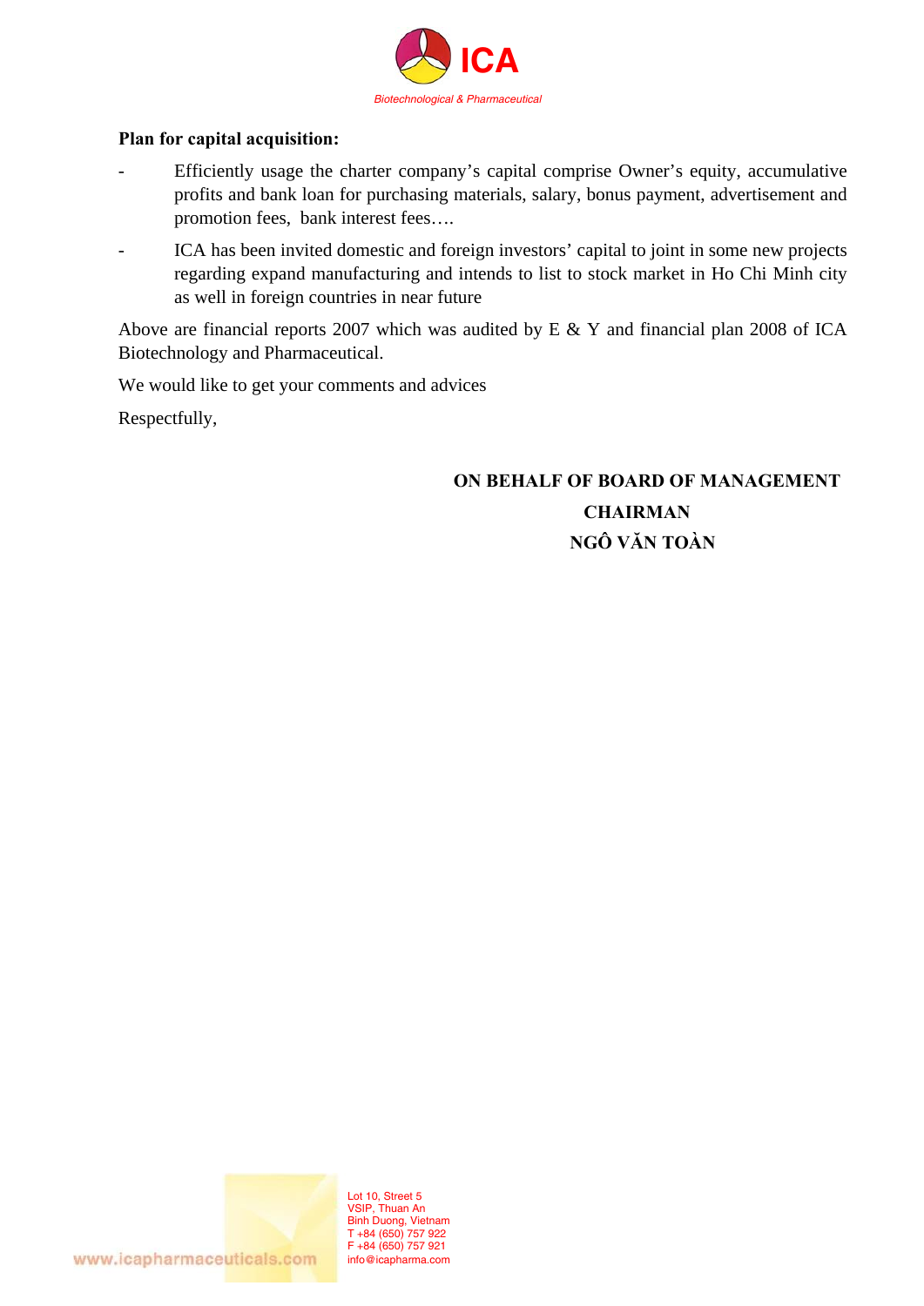**Plan for capital acquisition:**

- Efficiently usage the charter company's capital comprise Owner's equity, accumulative profits and bank loan for purchasing materials, salary, bonus payment, advertisement and promotion fees, bank interest fees….
- ICA has been invited domestic and foreign investors' capital to joint in some new projects regarding expand manufacturing and intends to list to stock market in Ho Chi Minh city as well in foreign countries in near future

Above are financial reports 2007 which was audited by E & Y and financial plan 2008 of ICA Biotechnology and Pharmaceutical.

We would like to get your comments and advices

Respectfully,

**ON BEHALF OF BOARD OF MANAGEMENT**

**CHAIRMAN**

**NGÔ VĂN TOÀN**